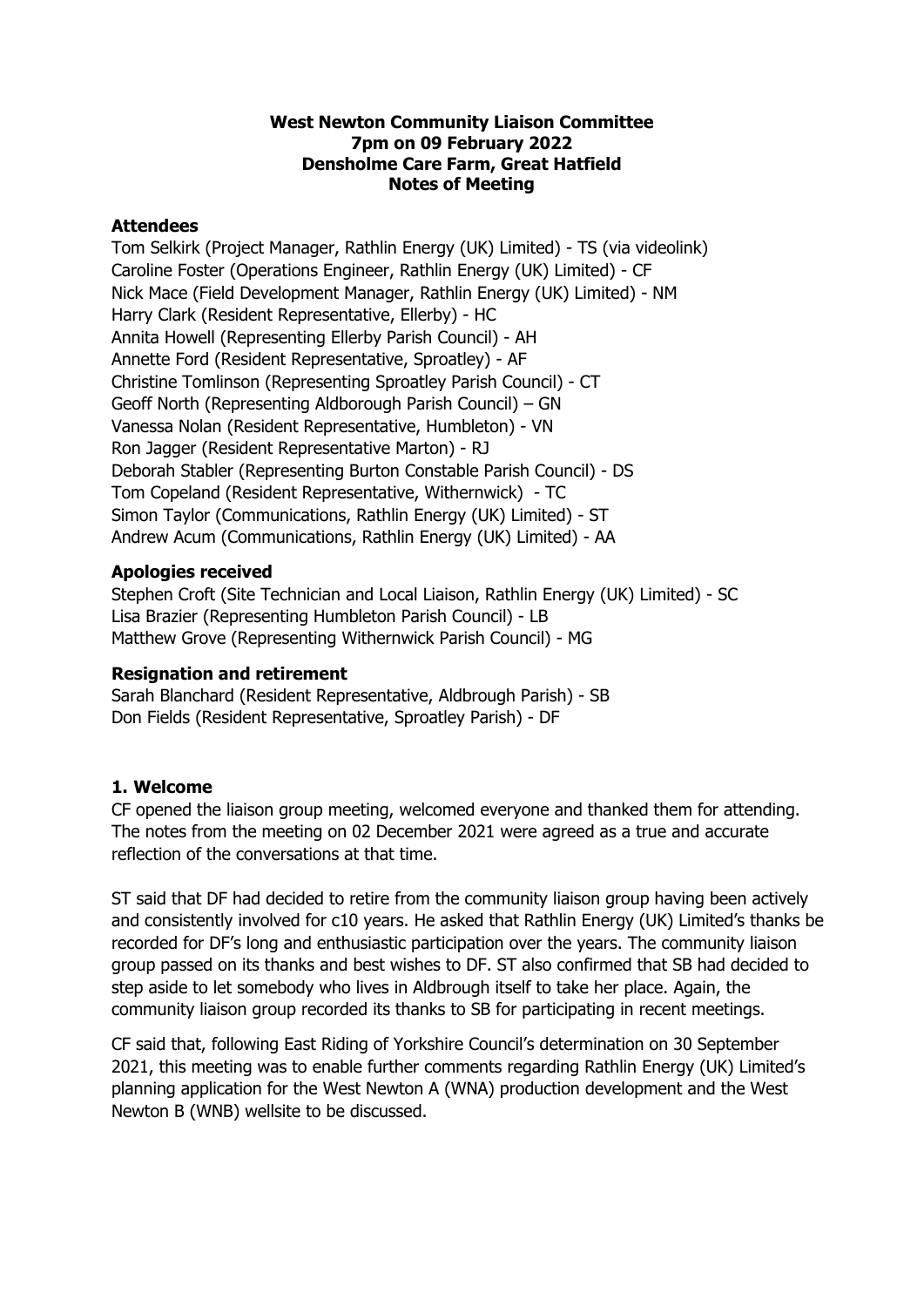**West Newton Community Liaison Committee**
**7pm on 09 February 2022**
**Densholme Care Farm, Great Hatfield**
**Notes of Meeting**

### Attendees

Tom Selkirk (Project Manager, Rathlin Energy (UK) Limited) - TS (via videolink)
Caroline Foster (Operations Engineer, Rathlin Energy (UK) Limited) - CF
Nick Mace (Field Development Manager, Rathlin Energy (UK) Limited) - NM
Harry Clark (Resident Representative, Ellerby) - HC
Annita Howell (Representing Ellerby Parish Council) - AH
Annette Ford (Resident Representative, Sproatley) - AF
Christine Tomlinson (Representing Sproatley Parish Council) - CT
Geoff North (Representing Aldborough Parish Council) – GN
Vanessa Nolan (Resident Representative, Humbleton) - VN
Ron Jagger (Resident Representative Marton) - RJ
Deborah Stabler (Representing Burton Constable Parish Council) - DS
Tom Copeland (Resident Representative, Withernwick) - TC
Simon Taylor (Communications, Rathlin Energy (UK) Limited) - ST
Andrew Acum (Communications, Rathlin Energy (UK) Limited) - AA

### Apologies received

Stephen Croft (Site Technician and Local Liaison, Rathlin Energy (UK) Limited) - SC
Lisa Brazier (Representing Humbleton Parish Council) - LB
Matthew Grove (Representing Withernwick Parish Council) - MG

### Resignation and retirement

Sarah Blanchard (Resident Representative, Aldbrough Parish) - SB
Don Fields (Resident Representative, Sproatley Parish) - DF

### 1. Welcome

CF opened the liaison group meeting, welcomed everyone and thanked them for attending. The notes from the meeting on 02 December 2021 were agreed as a true and accurate reflection of the conversations at that time.

ST said that DF had decided to retire from the community liaison group having been actively and consistently involved for c10 years. He asked that Rathlin Energy (UK) Limited's thanks be recorded for DF's long and enthusiastic participation over the years. The community liaison group passed on its thanks and best wishes to DF. ST also confirmed that SB had decided to step aside to let somebody who lives in Aldbrough itself to take her place. Again, the community liaison group recorded its thanks to SB for participating in recent meetings.

CF said that, following East Riding of Yorkshire Council's determination on 30 September 2021, this meeting was to enable further comments regarding Rathlin Energy (UK) Limited's planning application for the West Newton A (WNA) production development and the West Newton B (WNB) wellsite to be discussed.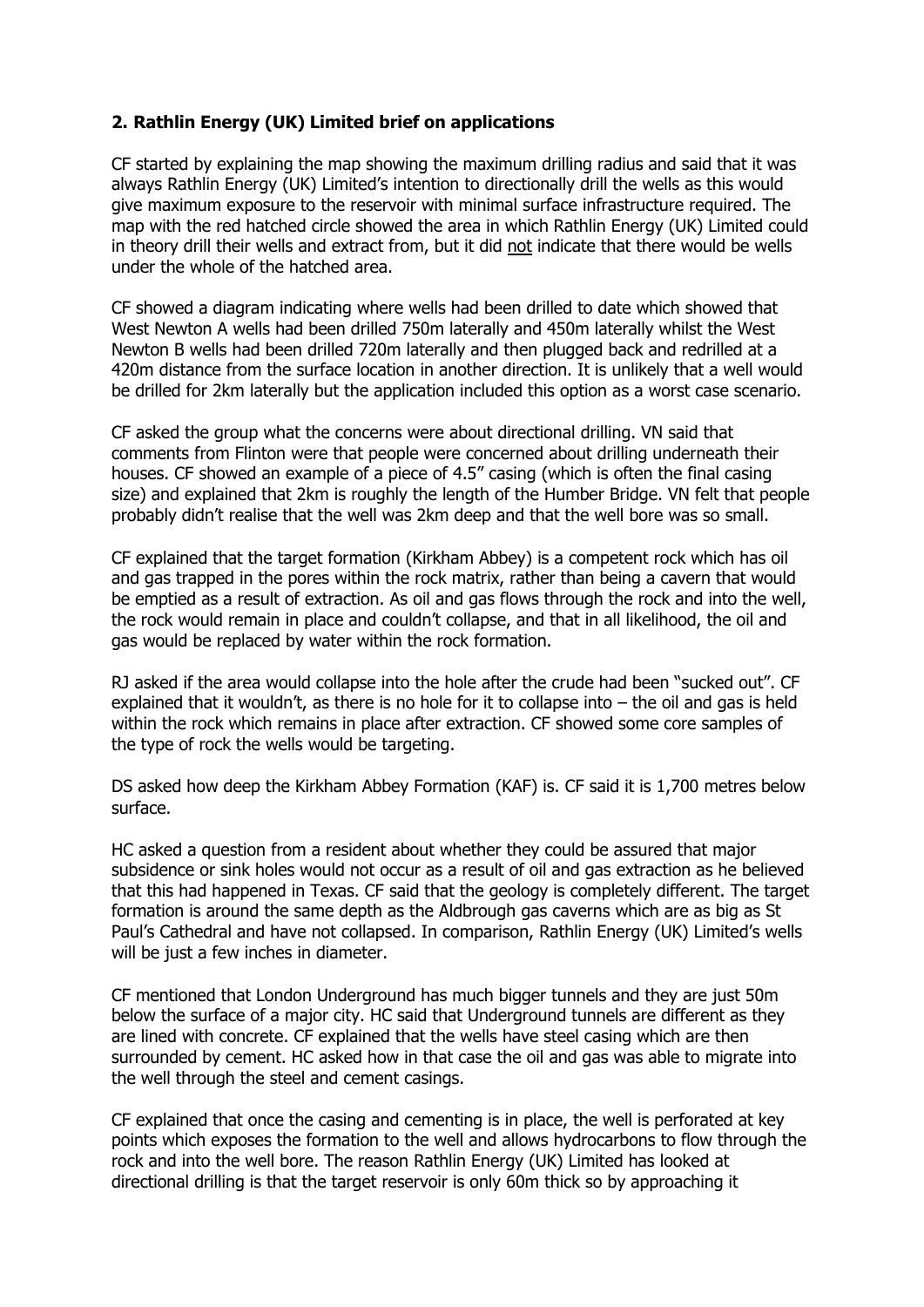## 2. Rathlin Energy (UK) Limited brief on applications

CF started by explaining the map showing the maximum drilling radius and said that it was always Rathlin Energy (UK) Limited's intention to directionally drill the wells as this would give maximum exposure to the reservoir with minimal surface infrastructure required. The map with the red hatched circle showed the area in which Rathlin Energy (UK) Limited could in theory drill their wells and extract from, but it did <u>not</u> indicate that there would be wells under the whole of the hatched area.

CF showed a diagram indicating where wells had been drilled to date which showed that West Newton A wells had been drilled 750m laterally and 450m laterally whilst the West Newton B wells had been drilled 720m laterally and then plugged back and redrilled at a 420m distance from the surface location in another direction. It is unlikely that a well would be drilled for 2km laterally but the application included this option as a worst case scenario.

CF asked the group what the concerns were about directional drilling. VN said that comments from Flinton were that people were concerned about drilling underneath their houses. CF showed an example of a piece of 4.5" casing (which is often the final casing size) and explained that 2km is roughly the length of the Humber Bridge. VN felt that people probably didn't realise that the well was 2km deep and that the well bore was so small.

CF explained that the target formation (Kirkham Abbey) is a competent rock which has oil and gas trapped in the pores within the rock matrix, rather than being a cavern that would be emptied as a result of extraction. As oil and gas flows through the rock and into the well, the rock would remain in place and couldn't collapse, and that in all likelihood, the oil and gas would be replaced by water within the rock formation.

RJ asked if the area would collapse into the hole after the crude had been "sucked out". CF explained that it wouldn't, as there is no hole for it to collapse into – the oil and gas is held within the rock which remains in place after extraction. CF showed some core samples of the type of rock the wells would be targeting.

DS asked how deep the Kirkham Abbey Formation (KAF) is. CF said it is 1,700 metres below surface.

HC asked a question from a resident about whether they could be assured that major subsidence or sink holes would not occur as a result of oil and gas extraction as he believed that this had happened in Texas. CF said that the geology is completely different. The target formation is around the same depth as the Aldbrough gas caverns which are as big as St Paul's Cathedral and have not collapsed. In comparison, Rathlin Energy (UK) Limited's wells will be just a few inches in diameter.

CF mentioned that London Underground has much bigger tunnels and they are just 50m below the surface of a major city. HC said that Underground tunnels are different as they are lined with concrete. CF explained that the wells have steel casing which are then surrounded by cement. HC asked how in that case the oil and gas was able to migrate into the well through the steel and cement casings.

CF explained that once the casing and cementing is in place, the well is perforated at key points which exposes the formation to the well and allows hydrocarbons to flow through the rock and into the well bore. The reason Rathlin Energy (UK) Limited has looked at directional drilling is that the target reservoir is only 60m thick so by approaching it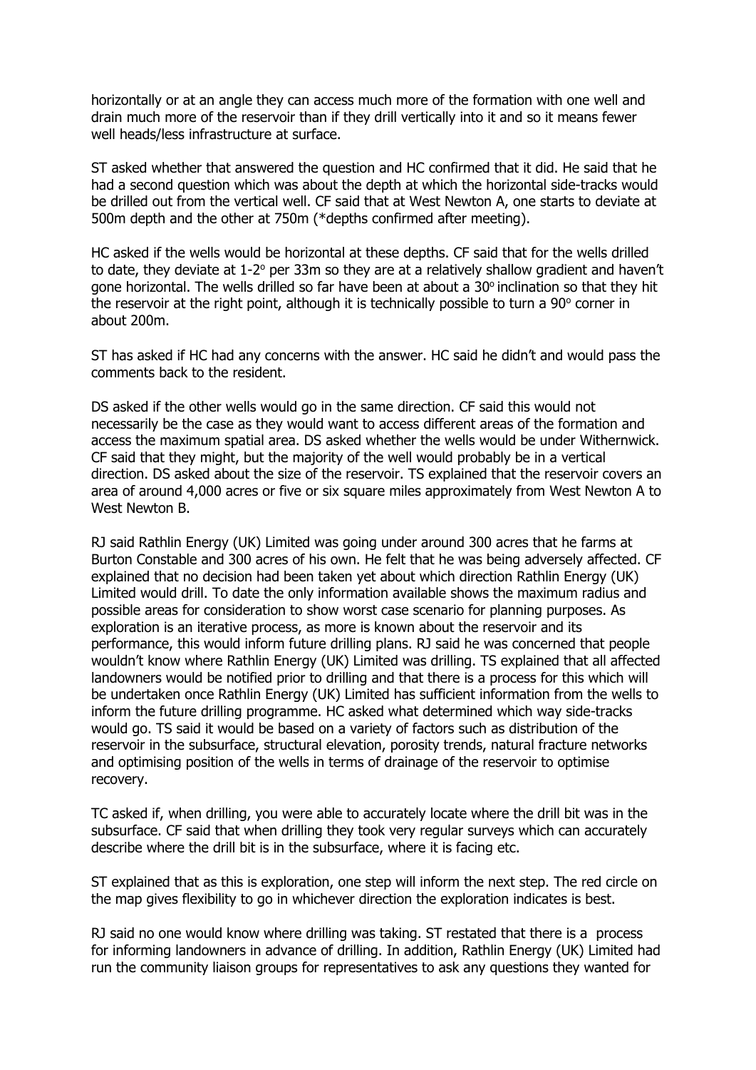horizontally or at an angle they can access much more of the formation with one well and drain much more of the reservoir than if they drill vertically into it and so it means fewer well heads/less infrastructure at surface.

ST asked whether that answered the question and HC confirmed that it did. He said that he had a second question which was about the depth at which the horizontal side-tracks would be drilled out from the vertical well. CF said that at West Newton A, one starts to deviate at 500m depth and the other at 750m (*depths confirmed after meeting).

HC asked if the wells would be horizontal at these depths. CF said that for the wells drilled to date, they deviate at 1-2° per 33m so they are at a relatively shallow gradient and haven't gone horizontal. The wells drilled so far have been at about a 30° inclination so that they hit the reservoir at the right point, although it is technically possible to turn a 90° corner in about 200m.

ST has asked if HC had any concerns with the answer. HC said he didn't and would pass the comments back to the resident.

DS asked if the other wells would go in the same direction. CF said this would not necessarily be the case as they would want to access different areas of the formation and access the maximum spatial area. DS asked whether the wells would be under Withernwick. CF said that they might, but the majority of the well would probably be in a vertical direction. DS asked about the size of the reservoir. TS explained that the reservoir covers an area of around 4,000 acres or five or six square miles approximately from West Newton A to West Newton B.

RJ said Rathlin Energy (UK) Limited was going under around 300 acres that he farms at Burton Constable and 300 acres of his own. He felt that he was being adversely affected. CF explained that no decision had been taken yet about which direction Rathlin Energy (UK) Limited would drill. To date the only information available shows the maximum radius and possible areas for consideration to show worst case scenario for planning purposes. As exploration is an iterative process, as more is known about the reservoir and its performance, this would inform future drilling plans. RJ said he was concerned that people wouldn't know where Rathlin Energy (UK) Limited was drilling. TS explained that all affected landowners would be notified prior to drilling and that there is a process for this which will be undertaken once Rathlin Energy (UK) Limited has sufficient information from the wells to inform the future drilling programme. HC asked what determined which way side-tracks would go. TS said it would be based on a variety of factors such as distribution of the reservoir in the subsurface, structural elevation, porosity trends, natural fracture networks and optimising position of the wells in terms of drainage of the reservoir to optimise recovery.

TC asked if, when drilling, you were able to accurately locate where the drill bit was in the subsurface. CF said that when drilling they took very regular surveys which can accurately describe where the drill bit is in the subsurface, where it is facing etc.

ST explained that as this is exploration, one step will inform the next step. The red circle on the map gives flexibility to go in whichever direction the exploration indicates is best.

RJ said no one would know where drilling was taking. ST restated that there is a process for informing landowners in advance of drilling. In addition, Rathlin Energy (UK) Limited had run the community liaison groups for representatives to ask any questions they wanted for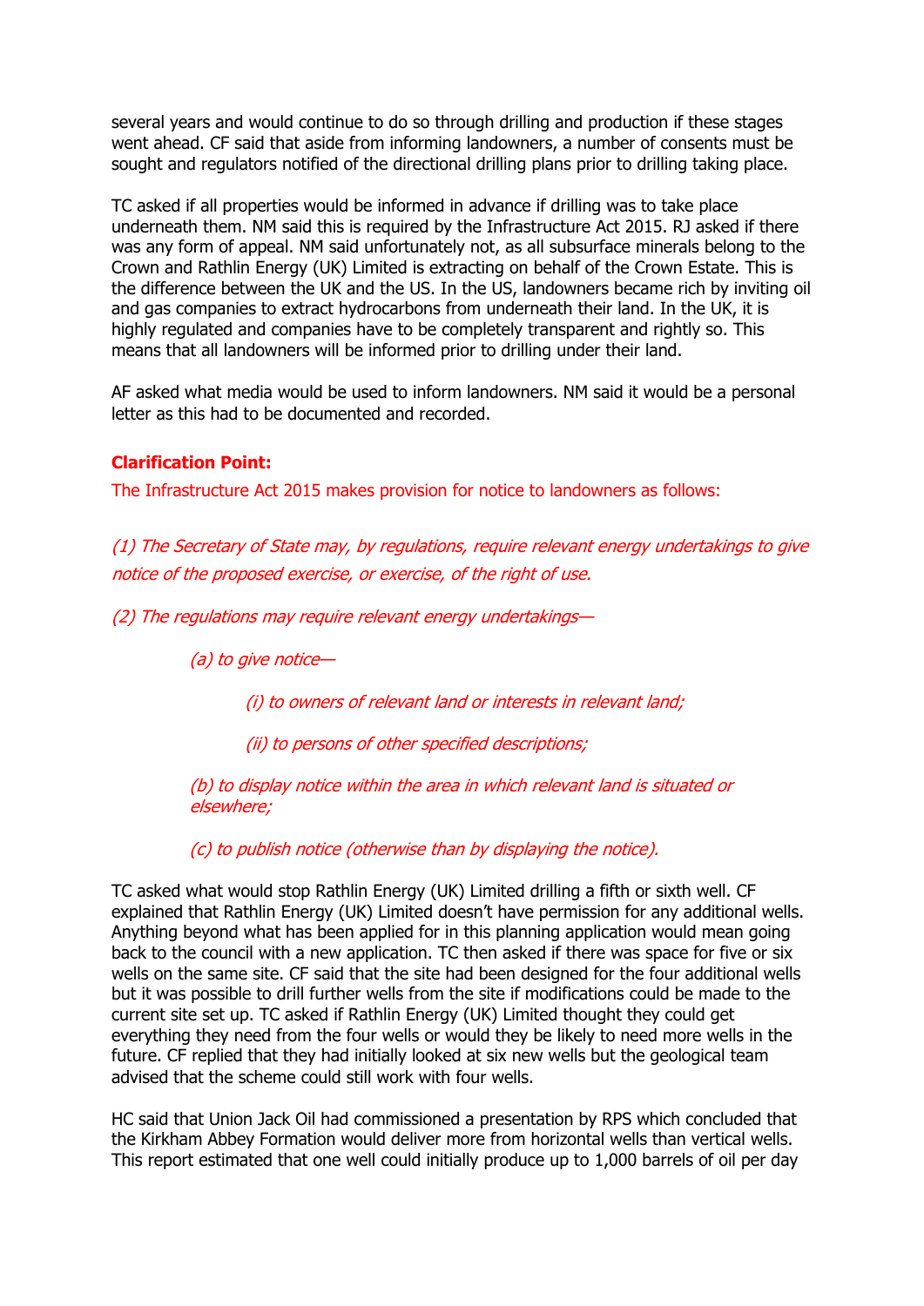several years and would continue to do so through drilling and production if these stages went ahead. CF said that aside from informing landowners, a number of consents must be sought and regulators notified of the directional drilling plans prior to drilling taking place.

TC asked if all properties would be informed in advance if drilling was to take place underneath them. NM said this is required by the Infrastructure Act 2015. RJ asked if there was any form of appeal. NM said unfortunately not, as all subsurface minerals belong to the Crown and Rathlin Energy (UK) Limited is extracting on behalf of the Crown Estate. This is the difference between the UK and the US. In the US, landowners became rich by inviting oil and gas companies to extract hydrocarbons from underneath their land. In the UK, it is highly regulated and companies have to be completely transparent and rightly so. This means that all landowners will be informed prior to drilling under their land.

AF asked what media would be used to inform landowners. NM said it would be a personal letter as this had to be documented and recorded.

**Clarification Point:**

The Infrastructure Act 2015 makes provision for notice to landowners as follows:

*(1) The Secretary of State may, by regulations, require relevant energy undertakings to give notice of the proposed exercise, or exercise, of the right of use.*

*(2) The regulations may require relevant energy undertakings—*

> *(a) to give notice—*
>
> > *(i) to owners of relevant land or interests in relevant land;*
> >
> > *(ii) to persons of other specified descriptions;*
>
> *(b) to display notice within the area in which relevant land is situated or elsewhere;*
>
> *(c) to publish notice (otherwise than by displaying the notice).*

TC asked what would stop Rathlin Energy (UK) Limited drilling a fifth or sixth well. CF explained that Rathlin Energy (UK) Limited doesn't have permission for any additional wells. Anything beyond what has been applied for in this planning application would mean going back to the council with a new application. TC then asked if there was space for five or six wells on the same site. CF said that the site had been designed for the four additional wells but it was possible to drill further wells from the site if modifications could be made to the current site set up. TC asked if Rathlin Energy (UK) Limited thought they could get everything they need from the four wells or would they be likely to need more wells in the future. CF replied that they had initially looked at six new wells but the geological team advised that the scheme could still work with four wells.

HC said that Union Jack Oil had commissioned a presentation by RPS which concluded that the Kirkham Abbey Formation would deliver more from horizontal wells than vertical wells. This report estimated that one well could initially produce up to 1,000 barrels of oil per day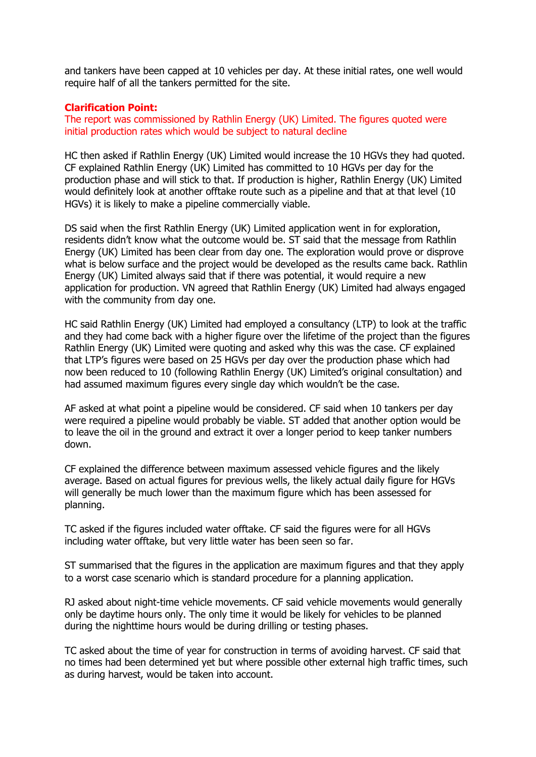and tankers have been capped at 10 vehicles per day. At these initial rates, one well would require half of all the tankers permitted for the site.

**Clarification Point:**
The report was commissioned by Rathlin Energy (UK) Limited. The figures quoted were initial production rates which would be subject to natural decline

HC then asked if Rathlin Energy (UK) Limited would increase the 10 HGVs they had quoted. CF explained Rathlin Energy (UK) Limited has committed to 10 HGVs per day for the production phase and will stick to that. If production is higher, Rathlin Energy (UK) Limited would definitely look at another offtake route such as a pipeline and that at that level (10 HGVs) it is likely to make a pipeline commercially viable.

DS said when the first Rathlin Energy (UK) Limited application went in for exploration, residents didn't know what the outcome would be. ST said that the message from Rathlin Energy (UK) Limited has been clear from day one. The exploration would prove or disprove what is below surface and the project would be developed as the results came back. Rathlin Energy (UK) Limited always said that if there was potential, it would require a new application for production. VN agreed that Rathlin Energy (UK) Limited had always engaged with the community from day one.

HC said Rathlin Energy (UK) Limited had employed a consultancy (LTP) to look at the traffic and they had come back with a higher figure over the lifetime of the project than the figures Rathlin Energy (UK) Limited were quoting and asked why this was the case. CF explained that LTP's figures were based on 25 HGVs per day over the production phase which had now been reduced to 10 (following Rathlin Energy (UK) Limited's original consultation) and had assumed maximum figures every single day which wouldn't be the case.

AF asked at what point a pipeline would be considered. CF said when 10 tankers per day were required a pipeline would probably be viable. ST added that another option would be to leave the oil in the ground and extract it over a longer period to keep tanker numbers down.

CF explained the difference between maximum assessed vehicle figures and the likely average. Based on actual figures for previous wells, the likely actual daily figure for HGVs will generally be much lower than the maximum figure which has been assessed for planning.

TC asked if the figures included water offtake. CF said the figures were for all HGVs including water offtake, but very little water has been seen so far.

ST summarised that the figures in the application are maximum figures and that they apply to a worst case scenario which is standard procedure for a planning application.

RJ asked about night-time vehicle movements. CF said vehicle movements would generally only be daytime hours only. The only time it would be likely for vehicles to be planned during the nighttime hours would be during drilling or testing phases.

TC asked about the time of year for construction in terms of avoiding harvest. CF said that no times had been determined yet but where possible other external high traffic times, such as during harvest, would be taken into account.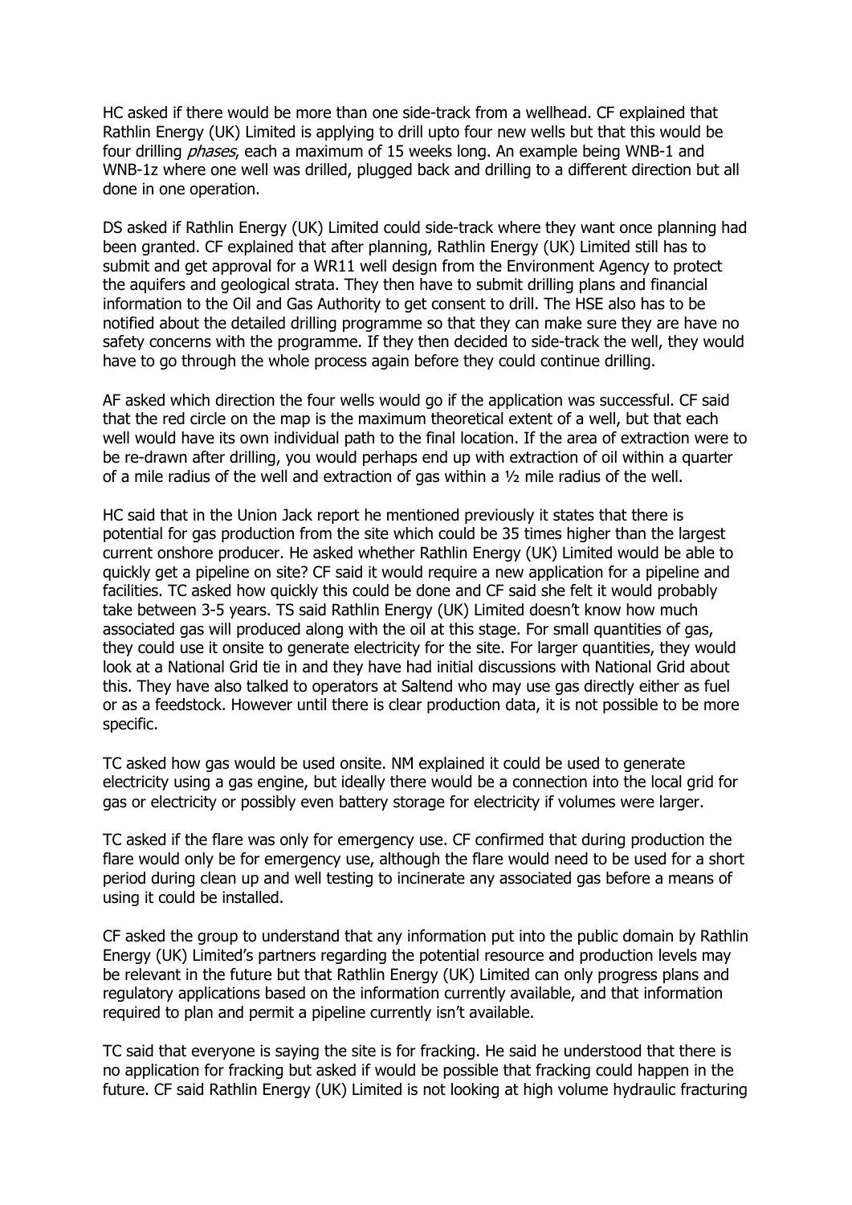HC asked if there would be more than one side-track from a wellhead. CF explained that Rathlin Energy (UK) Limited is applying to drill upto four new wells but that this would be four drilling *phases*, each a maximum of 15 weeks long. An example being WNB-1 and WNB-1z where one well was drilled, plugged back and drilling to a different direction but all done in one operation.

DS asked if Rathlin Energy (UK) Limited could side-track where they want once planning had been granted. CF explained that after planning, Rathlin Energy (UK) Limited still has to submit and get approval for a WR11 well design from the Environment Agency to protect the aquifers and geological strata. They then have to submit drilling plans and financial information to the Oil and Gas Authority to get consent to drill. The HSE also has to be notified about the detailed drilling programme so that they can make sure they are have no safety concerns with the programme. If they then decided to side-track the well, they would have to go through the whole process again before they could continue drilling.

AF asked which direction the four wells would go if the application was successful. CF said that the red circle on the map is the maximum theoretical extent of a well, but that each well would have its own individual path to the final location. If the area of extraction were to be re-drawn after drilling, you would perhaps end up with extraction of oil within a quarter of a mile radius of the well and extraction of gas within a ½ mile radius of the well.

HC said that in the Union Jack report he mentioned previously it states that there is potential for gas production from the site which could be 35 times higher than the largest current onshore producer. He asked whether Rathlin Energy (UK) Limited would be able to quickly get a pipeline on site? CF said it would require a new application for a pipeline and facilities. TC asked how quickly this could be done and CF said she felt it would probably take between 3-5 years. TS said Rathlin Energy (UK) Limited doesn't know how much associated gas will produced along with the oil at this stage. For small quantities of gas, they could use it onsite to generate electricity for the site. For larger quantities, they would look at a National Grid tie in and they have had initial discussions with National Grid about this. They have also talked to operators at Saltend who may use gas directly either as fuel or as a feedstock. However until there is clear production data, it is not possible to be more specific.

TC asked how gas would be used onsite. NM explained it could be used to generate electricity using a gas engine, but ideally there would be a connection into the local grid for gas or electricity or possibly even battery storage for electricity if volumes were larger.

TC asked if the flare was only for emergency use. CF confirmed that during production the flare would only be for emergency use, although the flare would need to be used for a short period during clean up and well testing to incinerate any associated gas before a means of using it could be installed.

CF asked the group to understand that any information put into the public domain by Rathlin Energy (UK) Limited's partners regarding the potential resource and production levels may be relevant in the future but that Rathlin Energy (UK) Limited can only progress plans and regulatory applications based on the information currently available, and that information required to plan and permit a pipeline currently isn't available.

TC said that everyone is saying the site is for fracking. He said he understood that there is no application for fracking but asked if would be possible that fracking could happen in the future. CF said Rathlin Energy (UK) Limited is not looking at high volume hydraulic fracturing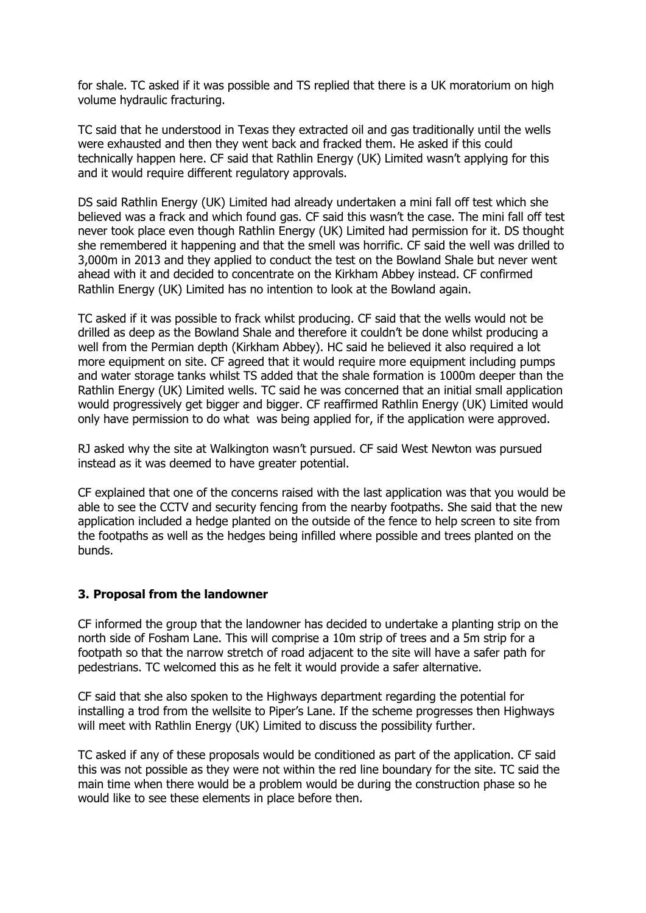for shale. TC asked if it was possible and TS replied that there is a UK moratorium on high volume hydraulic fracturing.

TC said that he understood in Texas they extracted oil and gas traditionally until the wells were exhausted and then they went back and fracked them. He asked if this could technically happen here. CF said that Rathlin Energy (UK) Limited wasn't applying for this and it would require different regulatory approvals.

DS said Rathlin Energy (UK) Limited had already undertaken a mini fall off test which she believed was a frack and which found gas. CF said this wasn't the case. The mini fall off test never took place even though Rathlin Energy (UK) Limited had permission for it. DS thought she remembered it happening and that the smell was horrific. CF said the well was drilled to 3,000m in 2013 and they applied to conduct the test on the Bowland Shale but never went ahead with it and decided to concentrate on the Kirkham Abbey instead. CF confirmed Rathlin Energy (UK) Limited has no intention to look at the Bowland again.

TC asked if it was possible to frack whilst producing. CF said that the wells would not be drilled as deep as the Bowland Shale and therefore it couldn't be done whilst producing a well from the Permian depth (Kirkham Abbey). HC said he believed it also required a lot more equipment on site. CF agreed that it would require more equipment including pumps and water storage tanks whilst TS added that the shale formation is 1000m deeper than the Rathlin Energy (UK) Limited wells. TC said he was concerned that an initial small application would progressively get bigger and bigger. CF reaffirmed Rathlin Energy (UK) Limited would only have permission to do what was being applied for, if the application were approved.

RJ asked why the site at Walkington wasn't pursued. CF said West Newton was pursued instead as it was deemed to have greater potential.

CF explained that one of the concerns raised with the last application was that you would be able to see the CCTV and security fencing from the nearby footpaths. She said that the new application included a hedge planted on the outside of the fence to help screen to site from the footpaths as well as the hedges being infilled where possible and trees planted on the bunds.

### 3. Proposal from the landowner

CF informed the group that the landowner has decided to undertake a planting strip on the north side of Fosham Lane. This will comprise a 10m strip of trees and a 5m strip for a footpath so that the narrow stretch of road adjacent to the site will have a safer path for pedestrians. TC welcomed this as he felt it would provide a safer alternative.

CF said that she also spoken to the Highways department regarding the potential for installing a trod from the wellsite to Piper's Lane. If the scheme progresses then Highways will meet with Rathlin Energy (UK) Limited to discuss the possibility further.

TC asked if any of these proposals would be conditioned as part of the application. CF said this was not possible as they were not within the red line boundary for the site. TC said the main time when there would be a problem would be during the construction phase so he would like to see these elements in place before then.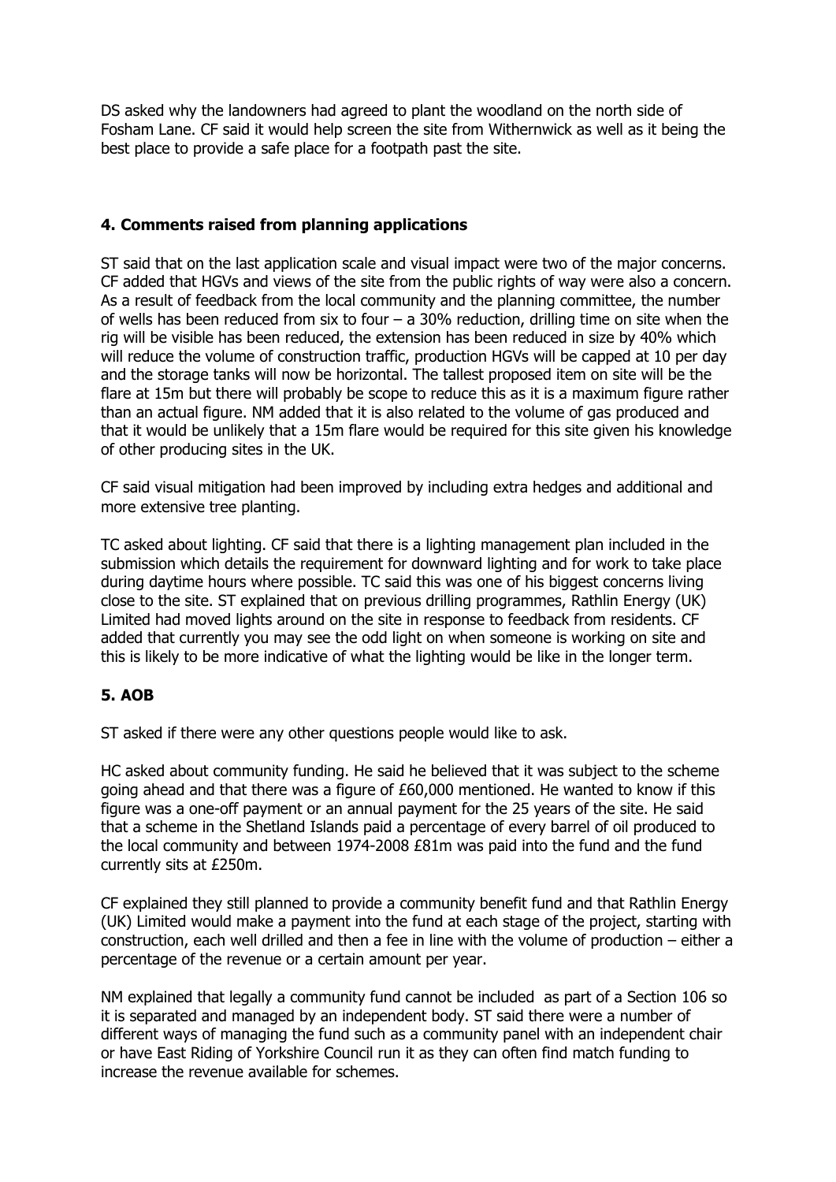DS asked why the landowners had agreed to plant the woodland on the north side of Fosham Lane. CF said it would help screen the site from Withernwick as well as it being the best place to provide a safe place for a footpath past the site.

## 4. Comments raised from planning applications

ST said that on the last application scale and visual impact were two of the major concerns. CF added that HGVs and views of the site from the public rights of way were also a concern. As a result of feedback from the local community and the planning committee, the number of wells has been reduced from six to four – a 30% reduction, drilling time on site when the rig will be visible has been reduced, the extension has been reduced in size by 40% which will reduce the volume of construction traffic, production HGVs will be capped at 10 per day and the storage tanks will now be horizontal. The tallest proposed item on site will be the flare at 15m but there will probably be scope to reduce this as it is a maximum figure rather than an actual figure. NM added that it is also related to the volume of gas produced and that it would be unlikely that a 15m flare would be required for this site given his knowledge of other producing sites in the UK.

CF said visual mitigation had been improved by including extra hedges and additional and more extensive tree planting.

TC asked about lighting. CF said that there is a lighting management plan included in the submission which details the requirement for downward lighting and for work to take place during daytime hours where possible. TC said this was one of his biggest concerns living close to the site. ST explained that on previous drilling programmes, Rathlin Energy (UK) Limited had moved lights around on the site in response to feedback from residents. CF added that currently you may see the odd light on when someone is working on site and this is likely to be more indicative of what the lighting would be like in the longer term.

## 5. AOB

ST asked if there were any other questions people would like to ask.

HC asked about community funding. He said he believed that it was subject to the scheme going ahead and that there was a figure of £60,000 mentioned. He wanted to know if this figure was a one-off payment or an annual payment for the 25 years of the site. He said that a scheme in the Shetland Islands paid a percentage of every barrel of oil produced to the local community and between 1974-2008 £81m was paid into the fund and the fund currently sits at £250m.

CF explained they still planned to provide a community benefit fund and that Rathlin Energy (UK) Limited would make a payment into the fund at each stage of the project, starting with construction, each well drilled and then a fee in line with the volume of production – either a percentage of the revenue or a certain amount per year.

NM explained that legally a community fund cannot be included as part of a Section 106 so it is separated and managed by an independent body. ST said there were a number of different ways of managing the fund such as a community panel with an independent chair or have East Riding of Yorkshire Council run it as they can often find match funding to increase the revenue available for schemes.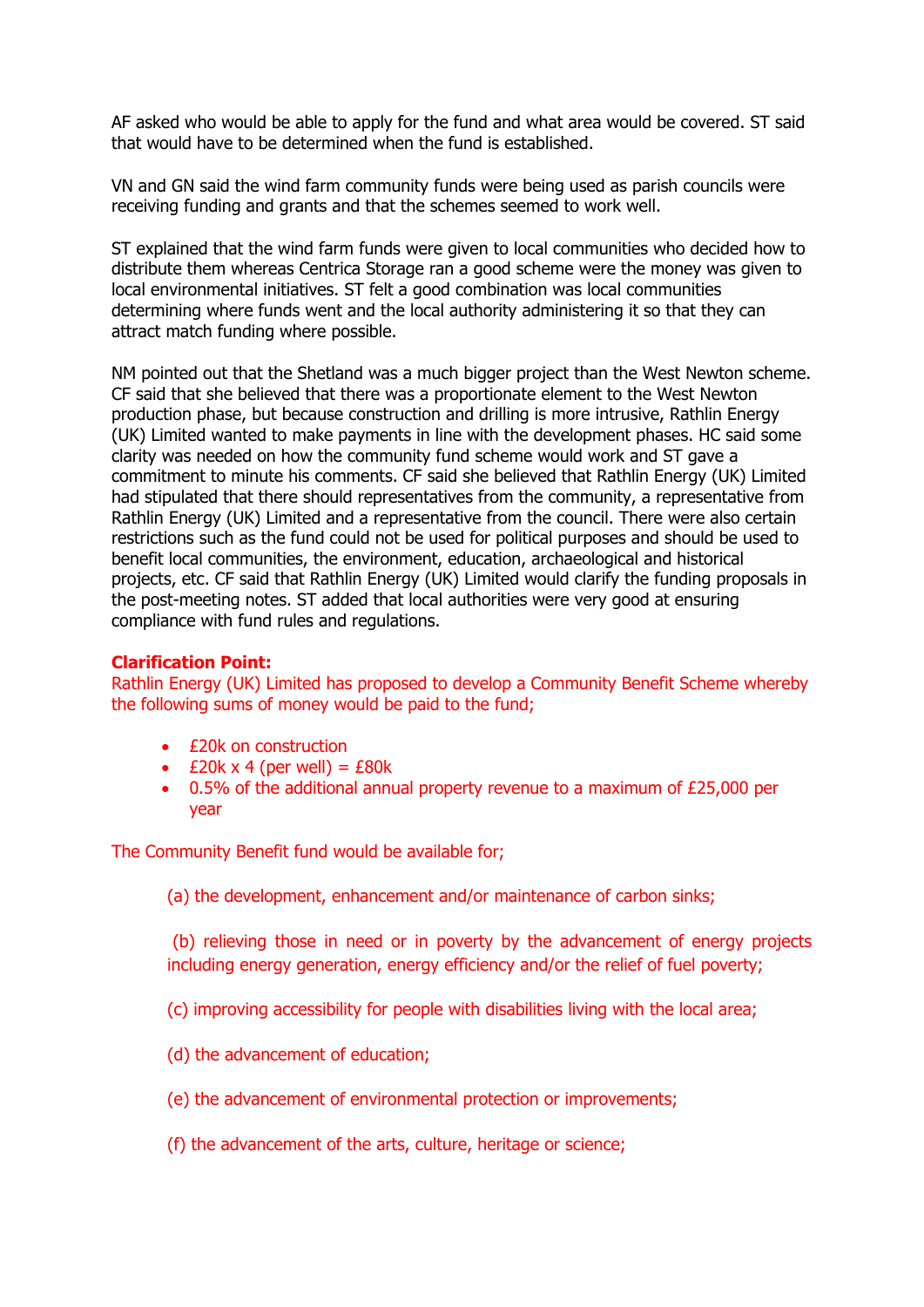AF asked who would be able to apply for the fund and what area would be covered. ST said that would have to be determined when the fund is established.

VN and GN said the wind farm community funds were being used as parish councils were receiving funding and grants and that the schemes seemed to work well.

ST explained that the wind farm funds were given to local communities who decided how to distribute them whereas Centrica Storage ran a good scheme were the money was given to local environmental initiatives. ST felt a good combination was local communities determining where funds went and the local authority administering it so that they can attract match funding where possible.

NM pointed out that the Shetland was a much bigger project than the West Newton scheme. CF said that she believed that there was a proportionate element to the West Newton production phase, but because construction and drilling is more intrusive, Rathlin Energy (UK) Limited wanted to make payments in line with the development phases. HC said some clarity was needed on how the community fund scheme would work and ST gave a commitment to minute his comments. CF said she believed that Rathlin Energy (UK) Limited had stipulated that there should representatives from the community, a representative from Rathlin Energy (UK) Limited and a representative from the council. There were also certain restrictions such as the fund could not be used for political purposes and should be used to benefit local communities, the environment, education, archaeological and historical projects, etc. CF said that Rathlin Energy (UK) Limited would clarify the funding proposals in the post-meeting notes. ST added that local authorities were very good at ensuring compliance with fund rules and regulations.

**Clarification Point:**

Rathlin Energy (UK) Limited has proposed to develop a Community Benefit Scheme whereby the following sums of money would be paid to the fund;

- £20k on construction
- £20k x 4 (per well) = £80k
- 0.5% of the additional annual property revenue to a maximum of £25,000 per year

The Community Benefit fund would be available for;

(a) the development, enhancement and/or maintenance of carbon sinks;

(b) relieving those in need or in poverty by the advancement of energy projects including energy generation, energy efficiency and/or the relief of fuel poverty;

(c) improving accessibility for people with disabilities living with the local area;

(d) the advancement of education;

(e) the advancement of environmental protection or improvements;

(f) the advancement of the arts, culture, heritage or science;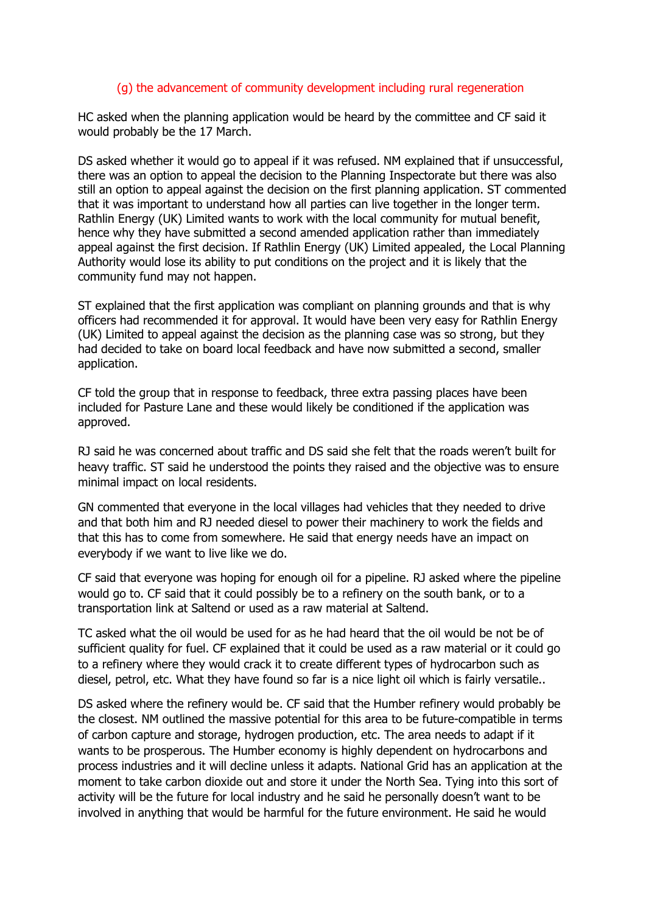(g) the advancement of community development including rural regeneration

HC asked when the planning application would be heard by the committee and CF said it would probably be the 17 March.

DS asked whether it would go to appeal if it was refused. NM explained that if unsuccessful, there was an option to appeal the decision to the Planning Inspectorate but there was also still an option to appeal against the decision on the first planning application. ST commented that it was important to understand how all parties can live together in the longer term. Rathlin Energy (UK) Limited wants to work with the local community for mutual benefit, hence why they have submitted a second amended application rather than immediately appeal against the first decision. If Rathlin Energy (UK) Limited appealed, the Local Planning Authority would lose its ability to put conditions on the project and it is likely that the community fund may not happen.

ST explained that the first application was compliant on planning grounds and that is why officers had recommended it for approval. It would have been very easy for Rathlin Energy (UK) Limited to appeal against the decision as the planning case was so strong, but they had decided to take on board local feedback and have now submitted a second, smaller application.

CF told the group that in response to feedback, three extra passing places have been included for Pasture Lane and these would likely be conditioned if the application was approved.

RJ said he was concerned about traffic and DS said she felt that the roads weren't built for heavy traffic. ST said he understood the points they raised and the objective was to ensure minimal impact on local residents.

GN commented that everyone in the local villages had vehicles that they needed to drive and that both him and RJ needed diesel to power their machinery to work the fields and that this has to come from somewhere. He said that energy needs have an impact on everybody if we want to live like we do.

CF said that everyone was hoping for enough oil for a pipeline. RJ asked where the pipeline would go to. CF said that it could possibly be to a refinery on the south bank, or to a transportation link at Saltend or used as a raw material at Saltend.

TC asked what the oil would be used for as he had heard that the oil would be not be of sufficient quality for fuel. CF explained that it could be used as a raw material or it could go to a refinery where they would crack it to create different types of hydrocarbon such as diesel, petrol, etc. What they have found so far is a nice light oil which is fairly versatile..

DS asked where the refinery would be. CF said that the Humber refinery would probably be the closest. NM outlined the massive potential for this area to be future-compatible in terms of carbon capture and storage, hydrogen production, etc. The area needs to adapt if it wants to be prosperous. The Humber economy is highly dependent on hydrocarbons and process industries and it will decline unless it adapts. National Grid has an application at the moment to take carbon dioxide out and store it under the North Sea. Tying into this sort of activity will be the future for local industry and he said he personally doesn't want to be involved in anything that would be harmful for the future environment. He said he would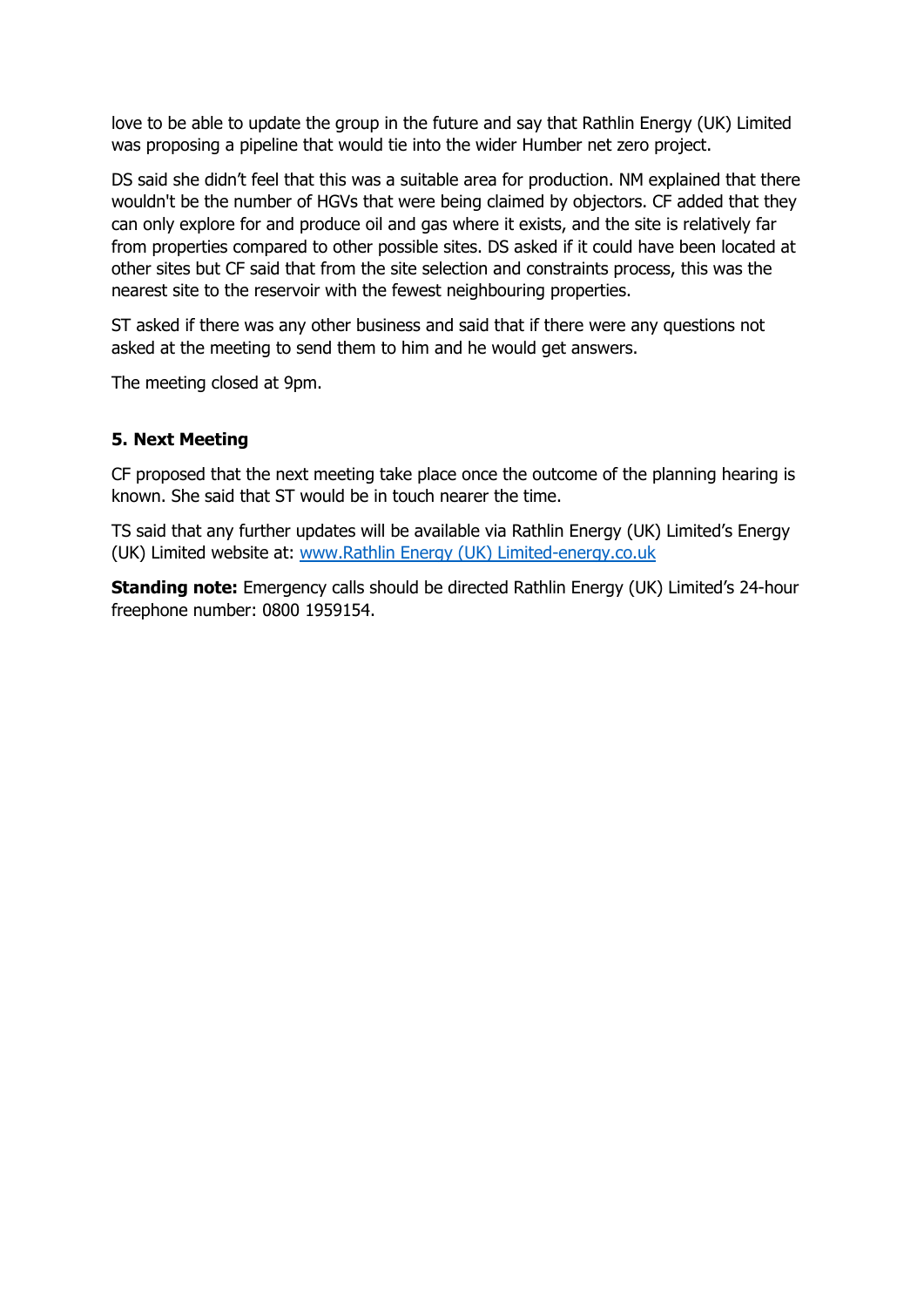love to be able to update the group in the future and say that Rathlin Energy (UK) Limited was proposing a pipeline that would tie into the wider Humber net zero project.

DS said she didn't feel that this was a suitable area for production. NM explained that there wouldn't be the number of HGVs that were being claimed by objectors. CF added that they can only explore for and produce oil and gas where it exists, and the site is relatively far from properties compared to other possible sites. DS asked if it could have been located at other sites but CF said that from the site selection and constraints process, this was the nearest site to the reservoir with the fewest neighbouring properties.

ST asked if there was any other business and said that if there were any questions not asked at the meeting to send them to him and he would get answers.

The meeting closed at 9pm.

### 5. Next Meeting

CF proposed that the next meeting take place once the outcome of the planning hearing is known. She said that ST would be in touch nearer the time.

TS said that any further updates will be available via Rathlin Energy (UK) Limited's Energy (UK) Limited website at: [www.Rathlin Energy (UK) Limited-energy.co.uk](www.Rathlin Energy (UK) Limited-energy.co.uk)

**Standing note:** Emergency calls should be directed Rathlin Energy (UK) Limited's 24-hour freephone number: 0800 1959154.